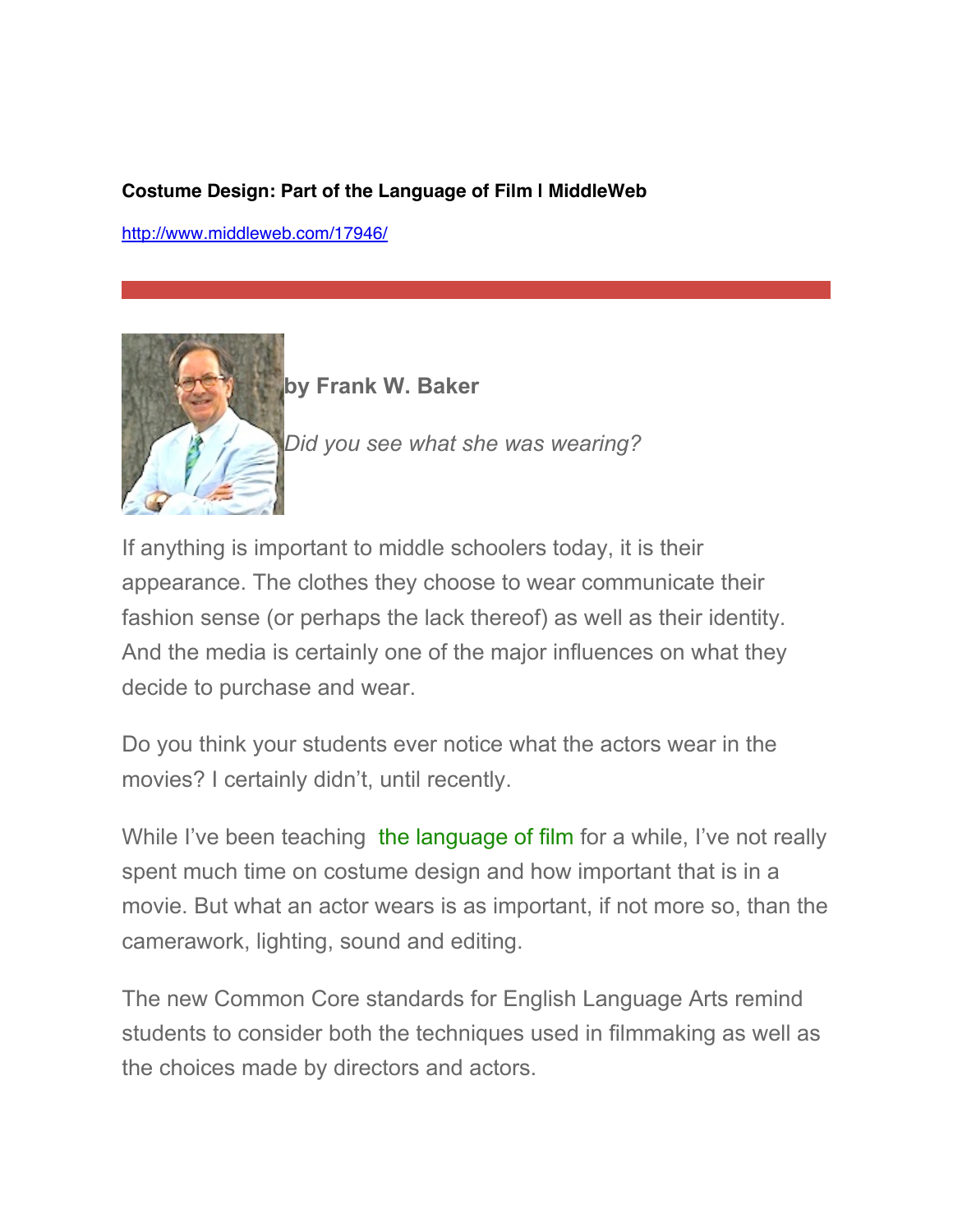**Costume Design: Part of the Language of Film | MiddleWeb**

http://www.middleweb.com/17946/

**by Frank W. Baker**

*Did you see what she was wearing?*

If anything is important to middle schoolers today, it is their appearance. The clothes they choose to wear communicate their fashion sense (or perhaps the lack thereof) as well as their identity. And the media is certainly one of the major influences on what they decide to purchase and wear.

Do you think your students ever notice what the actors wear in the movies? I certainly didn't, until recently.

While I've been teaching the language of film for a while, I've not really spent much time on costume design and how important that is in a movie. But what an actor wears is as important, if not more so, than the camerawork, lighting, sound and editing.

The new Common Core standards for English Language Arts remind students to consider both the techniques used in filmmaking as well as the choices made by directors and actors.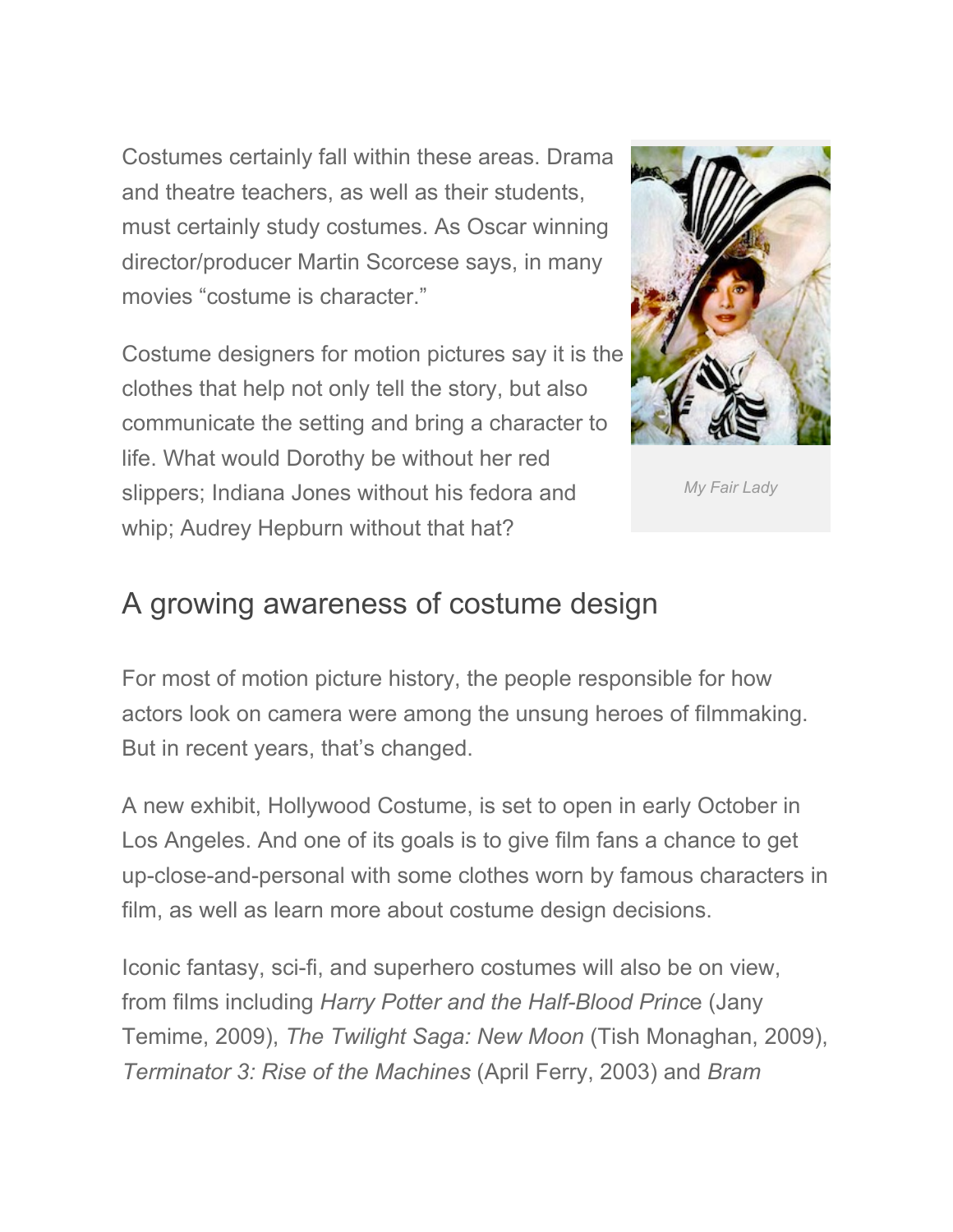Costumes certainly fall within these areas. Drama and theatre teachers, as well as their students, must certainly study costumes. As Oscar winning director/producer Martin Scorcese says, in many movies "costume is character."

Costume designers for motion pictures say it is the clothes that help not only tell the story, but also communicate the setting and bring a character to life. What would Dorothy be without her red slippers; Indiana Jones without his fedora and whip; Audrey Hepburn without that hat?

*My Fair Lady*

## A growing awareness of costume design

For most of motion picture history, the people responsible for how actors look on camera were among the unsung heroes of filmmaking. But in recent years, that's changed.

A new exhibit, Hollywood Costume, is set to open in early October in Los Angeles. And one of its goals is to give film fans a chance to get up-close-and-personal with some clothes worn by famous characters in film, as well as learn more about costume design decisions.

Iconic fantasy, sci-fi, and superhero costumes will also be on view, from films including *Harry Potter and the Half-Blood Princ*e (Jany Temime, 2009), *The Twilight Saga: New Moon* (Tish Monaghan, 2009), *Terminator 3: Rise of the Machines* (April Ferry, 2003) and *Bram*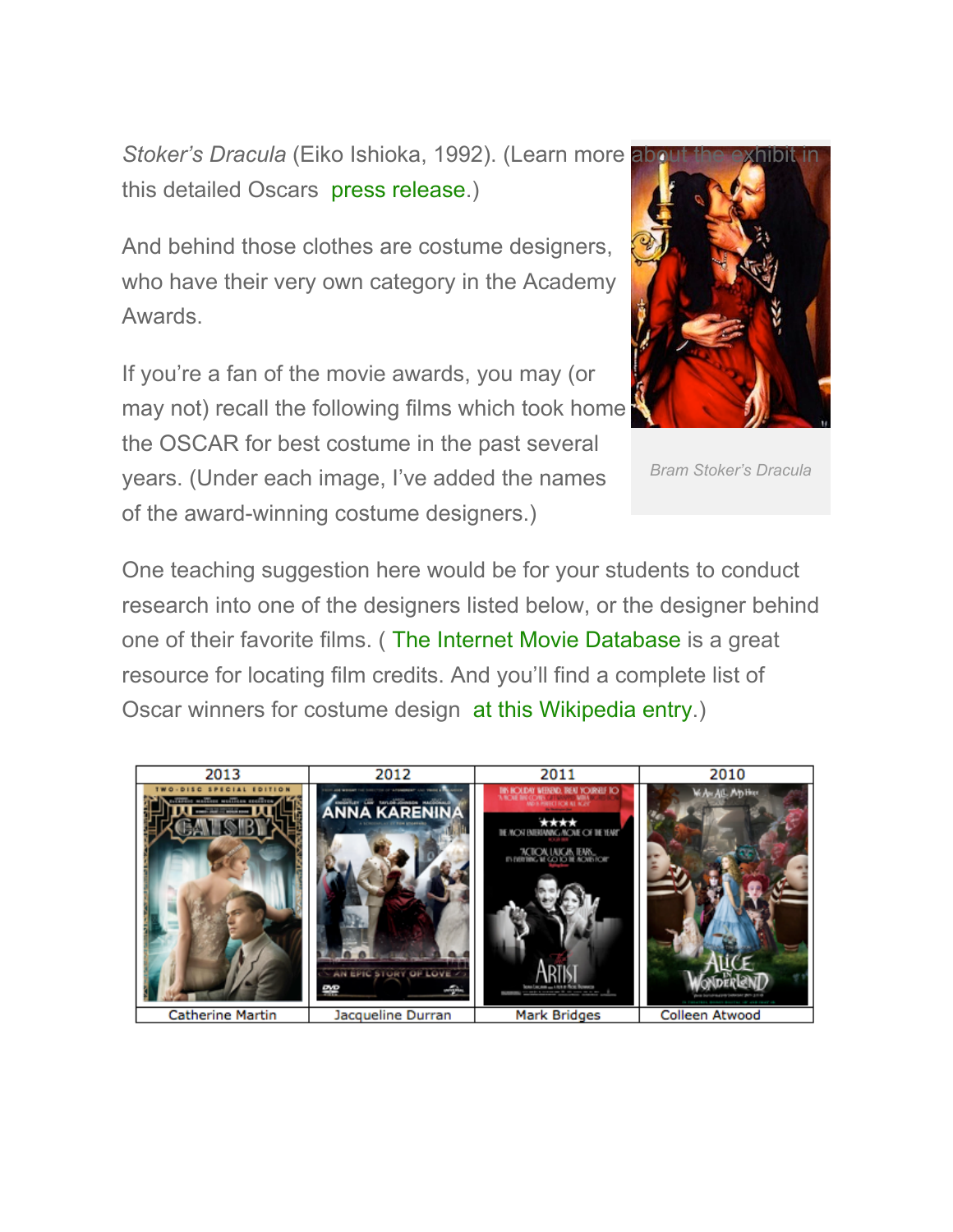*Stoker's Dracula* (Eiko Ishioka, 1992). (Learn more about the exhibit in this detailed Oscars press release.)

Bram Stoker's Dracula

And behind those clothes are costume designers, who have their very own category in the Academy Awards.

If you're a fan of the movie awards, you may (or may not) recall the following films which took home the OSCAR for best costume in the past several years. (Under each image, I've added the names of the award-winning costume designers.)

One teaching suggestion here would be for your students to conduct research into one of the designers listed below, or the designer behind one of their favorite films. ( The Internet Movie Database is a great resource for locating film credits. And you'll find a complete list of Oscar winners for costume design at this Wikipedia entry.)

| 2013 | 2012 | 2011 | 2010 |
| --- | --- | --- | --- |
| Gatsby | Anna Karenina | The Artist | Alice in Wonderland |
| Catherine Martin | Jacqueline Durran | Mark Bridges | Colleen Atwood |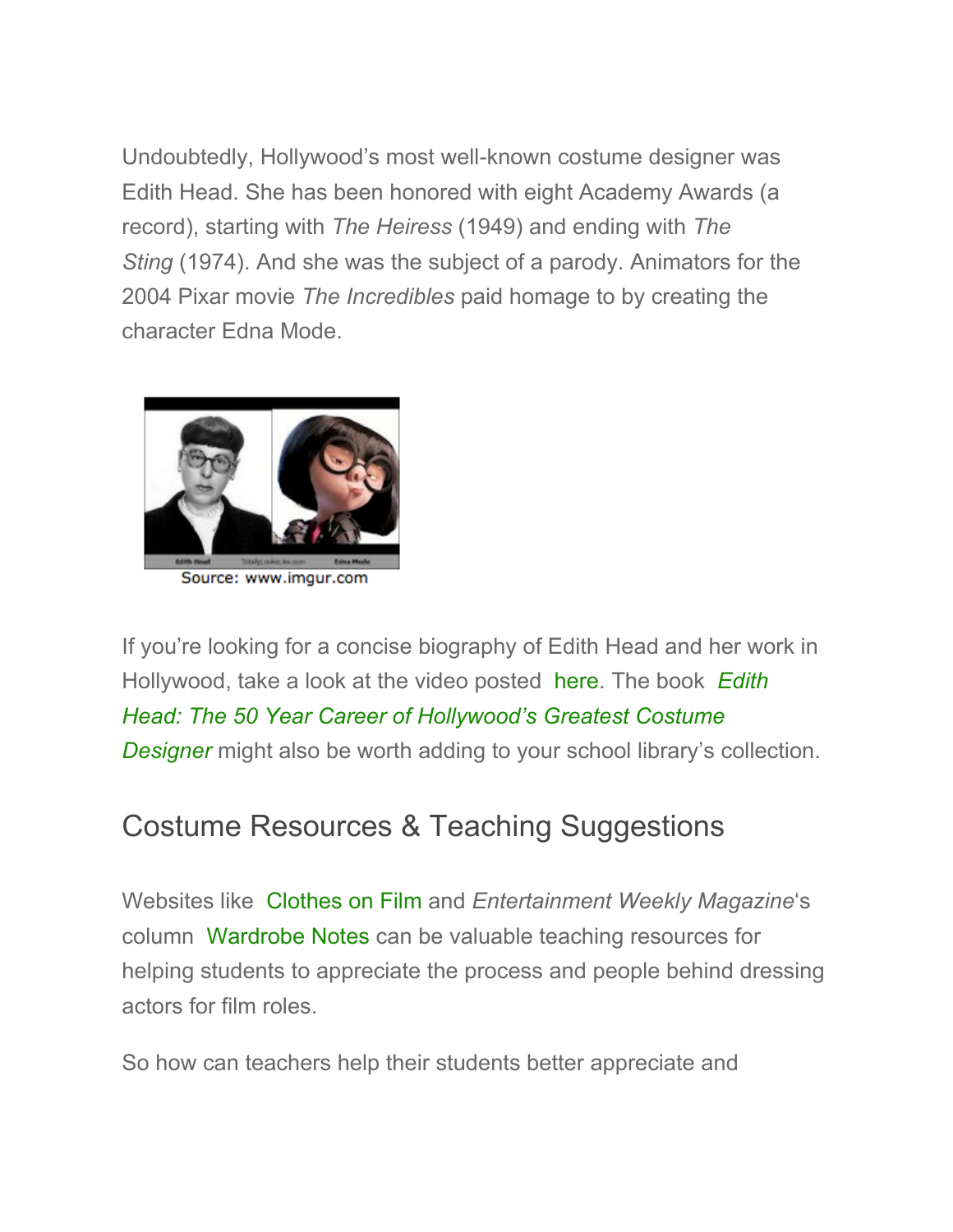Undoubtedly, Hollywood's most well-known costume designer was Edith Head. She has been honored with eight Academy Awards (a record), starting with *The Heiress* (1949) and ending with *The Sting* (1974). And she was the subject of a parody. Animators for the 2004 Pixar movie *The Incredibles* paid homage to by creating the character Edna Mode.

Source: www.imgur.com

If you're looking for a concise biography of Edith Head and her work in Hollywood, take a look at the video posted here. The book *Edith Head: The 50 Year Career of Hollywood's Greatest Costume Designer* might also be worth adding to your school library's collection.

## Costume Resources & Teaching Suggestions

Websites like Clothes on Film and *Entertainment Weekly Magazine*'s column Wardrobe Notes can be valuable teaching resources for helping students to appreciate the process and people behind dressing actors for film roles.

So how can teachers help their students better appreciate and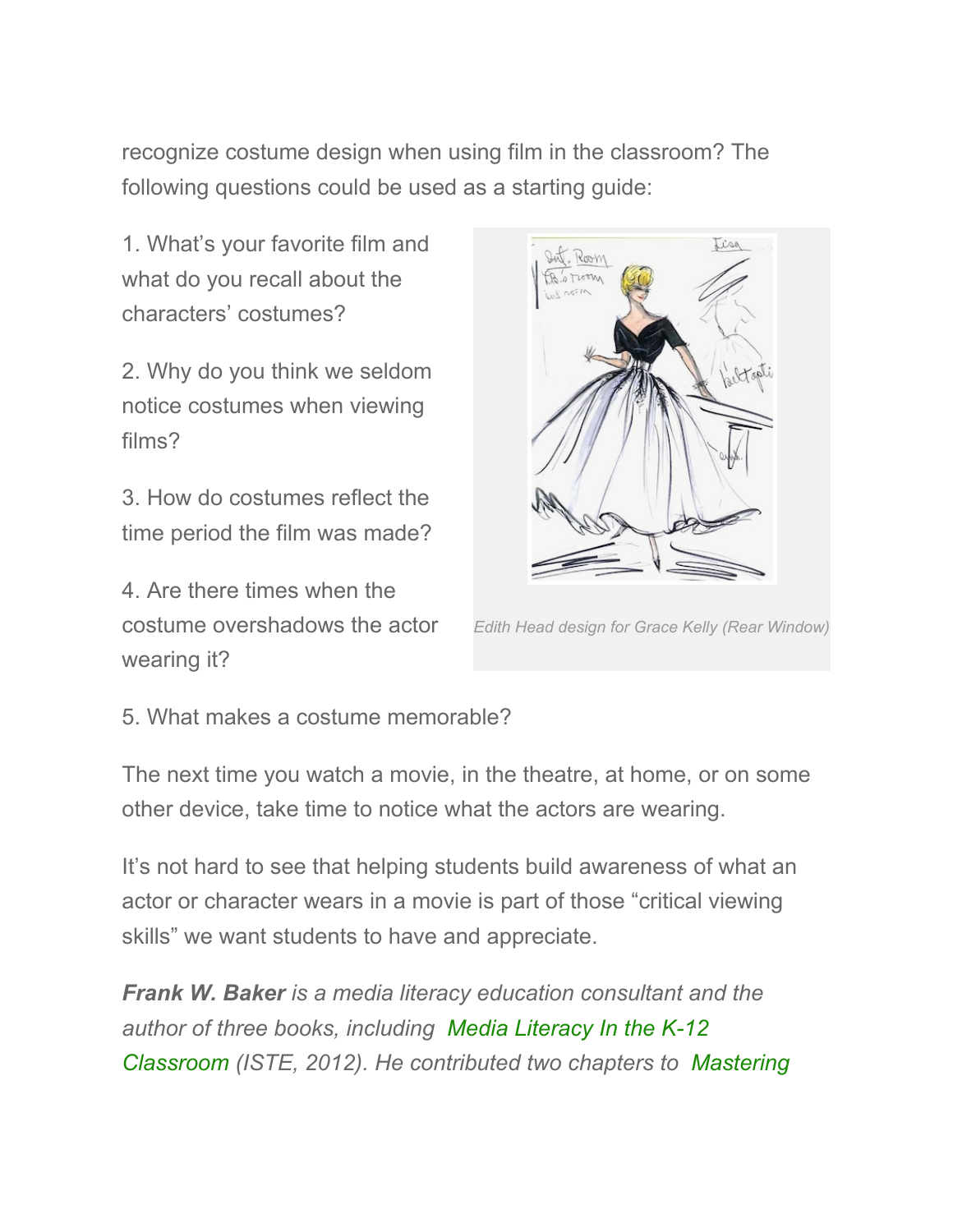recognize costume design when using film in the classroom? The following questions could be used as a starting guide:

1. What's your favorite film and what do you recall about the characters' costumes?

2. Why do you think we seldom notice costumes when viewing films?

3. How do costumes reflect the time period the film was made?

4. Are there times when the costume overshadows the actor wearing it?

*Edith Head design for Grace Kelly (Rear Window)*

5. What makes a costume memorable?

The next time you watch a movie, in the theatre, at home, or on some other device, take time to notice what the actors are wearing.

It's not hard to see that helping students build awareness of what an actor or character wears in a movie is part of those "critical viewing skills" we want students to have and appreciate.

***Frank W. Baker*** *is a media literacy education consultant and the author of three books, including Media Literacy In the K-12 Classroom (ISTE, 2012). He contributed two chapters to Mastering*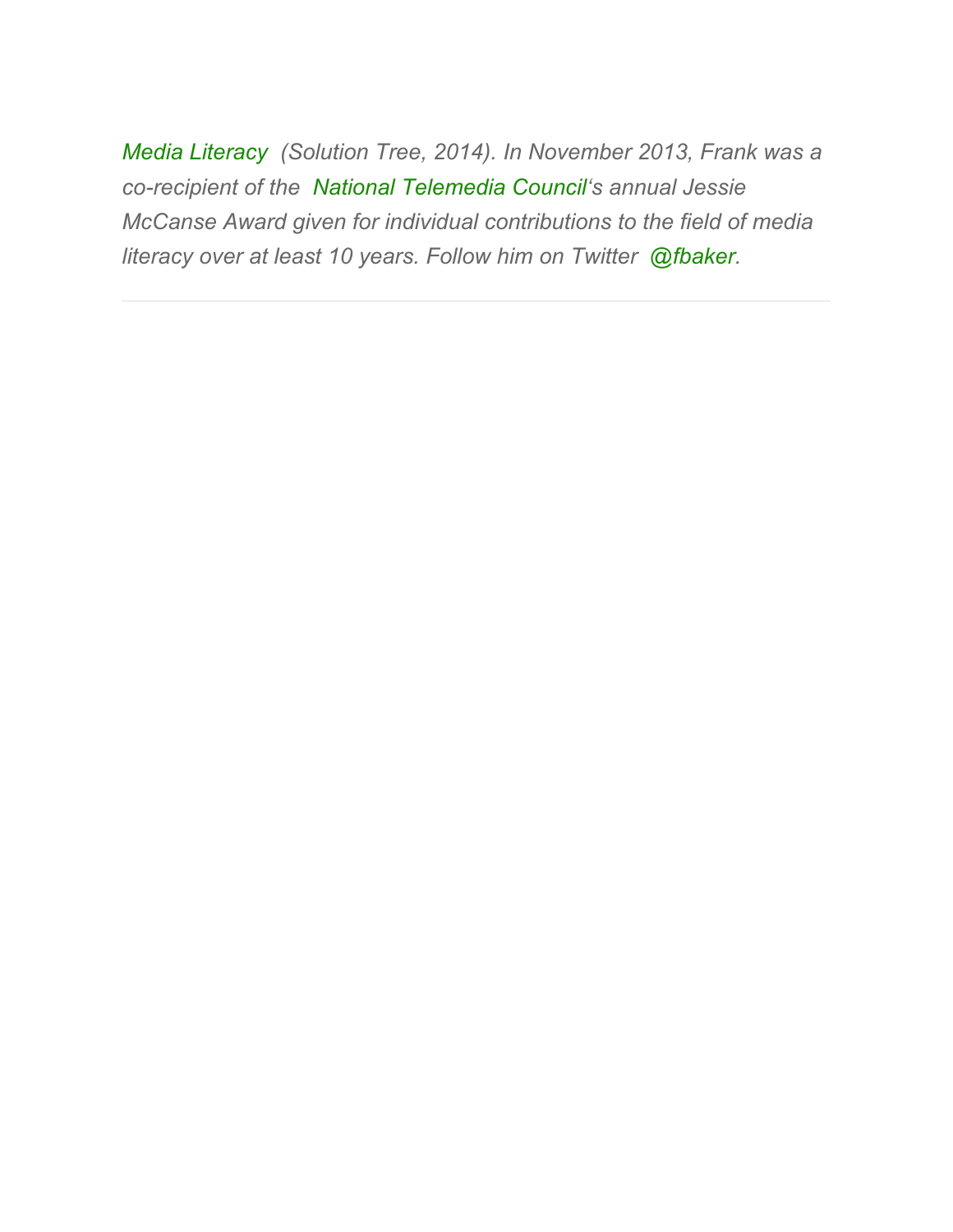*Media Literacy (Solution Tree, 2014). In November 2013, Frank was a co-recipient of the National Telemedia Council's annual Jessie McCanse Award given for individual contributions to the field of media literacy over at least 10 years. Follow him on Twitter @fbaker.*

---